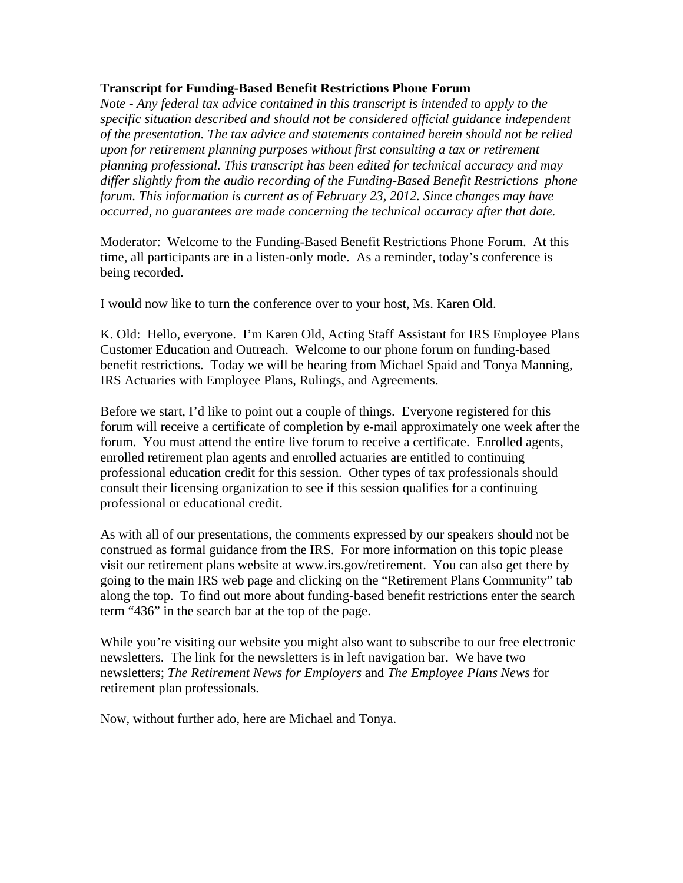**Transcript for Funding-Based Benefit Restrictions Phone Forum**

*Note - Any federal tax advice contained in this transcript is intended to apply to the specific situation described and should not be considered official guidance independent of the presentation. The tax advice and statements contained herein should not be relied upon for retirement planning purposes without first consulting a tax or retirement planning professional. This transcript has been edited for technical accuracy and may differ slightly from the audio recording of the Funding-Based Benefit Restrictions phone forum. This information is current as of February 23, 2012. Since changes may have occurred, no guarantees are made concerning the technical accuracy after that date.*

Moderator: Welcome to the Funding-Based Benefit Restrictions Phone Forum. At this time, all participants are in a listen-only mode. As a reminder, today's conference is being recorded.

I would now like to turn the conference over to your host, Ms. Karen Old.

K. Old: Hello, everyone. I'm Karen Old, Acting Staff Assistant for IRS Employee Plans Customer Education and Outreach. Welcome to our phone forum on funding-based benefit restrictions. Today we will be hearing from Michael Spaid and Tonya Manning, IRS Actuaries with Employee Plans, Rulings, and Agreements.

Before we start, I'd like to point out a couple of things. Everyone registered for this forum will receive a certificate of completion by e-mail approximately one week after the forum. You must attend the entire live forum to receive a certificate. Enrolled agents, enrolled retirement plan agents and enrolled actuaries are entitled to continuing professional education credit for this session. Other types of tax professionals should consult their licensing organization to see if this session qualifies for a continuing professional or educational credit.

As with all of our presentations, the comments expressed by our speakers should not be construed as formal guidance from the IRS. For more information on this topic please visit our retirement plans website at www.irs.gov/retirement. You can also get there by going to the main IRS web page and clicking on the "Retirement Plans Community" tab along the top. To find out more about funding-based benefit restrictions enter the search term "436" in the search bar at the top of the page.

While you're visiting our website you might also want to subscribe to our free electronic newsletters. The link for the newsletters is in left navigation bar. We have two newsletters; *The Retirement News for Employers* and *The Employee Plans News* for retirement plan professionals.

Now, without further ado, here are Michael and Tonya.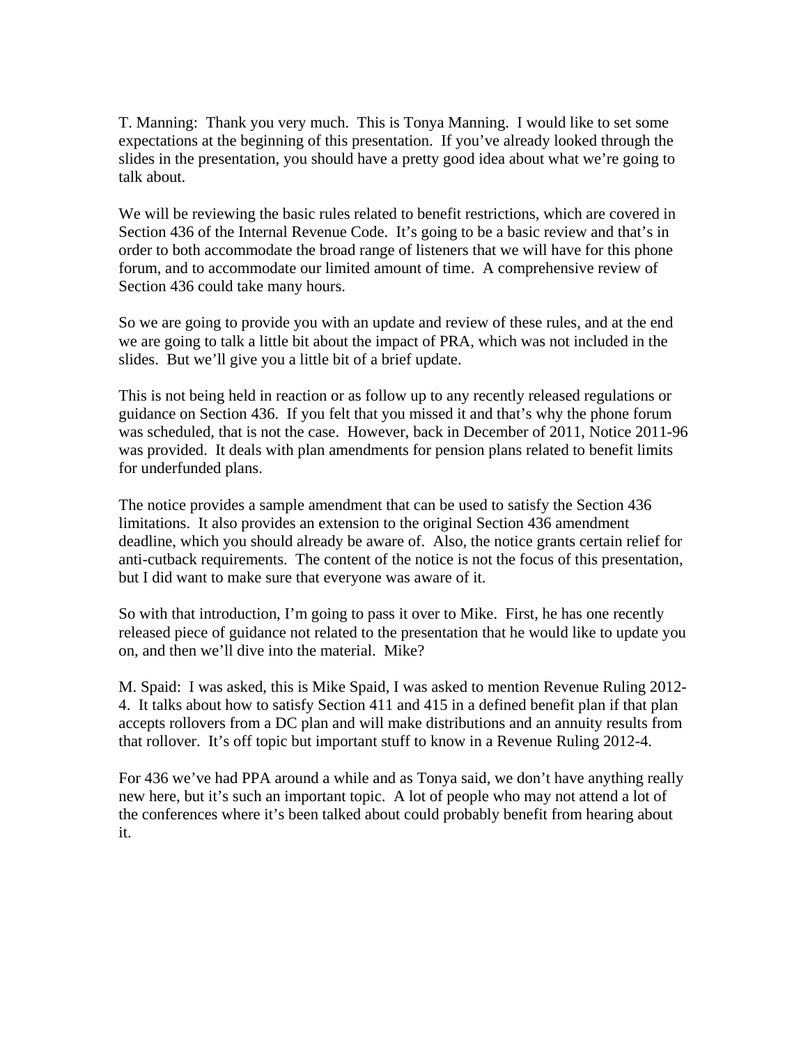T. Manning: Thank you very much. This is Tonya Manning. I would like to set some expectations at the beginning of this presentation. If you've already looked through the slides in the presentation, you should have a pretty good idea about what we're going to talk about.

We will be reviewing the basic rules related to benefit restrictions, which are covered in Section 436 of the Internal Revenue Code. It's going to be a basic review and that's in order to both accommodate the broad range of listeners that we will have for this phone forum, and to accommodate our limited amount of time. A comprehensive review of Section 436 could take many hours.

So we are going to provide you with an update and review of these rules, and at the end we are going to talk a little bit about the impact of PRA, which was not included in the slides. But we'll give you a little bit of a brief update.

This is not being held in reaction or as follow up to any recently released regulations or guidance on Section 436. If you felt that you missed it and that's why the phone forum was scheduled, that is not the case. However, back in December of 2011, Notice 2011-96 was provided. It deals with plan amendments for pension plans related to benefit limits for underfunded plans.

The notice provides a sample amendment that can be used to satisfy the Section 436 limitations. It also provides an extension to the original Section 436 amendment deadline, which you should already be aware of. Also, the notice grants certain relief for anti-cutback requirements. The content of the notice is not the focus of this presentation, but I did want to make sure that everyone was aware of it.

So with that introduction, I'm going to pass it over to Mike. First, he has one recently released piece of guidance not related to the presentation that he would like to update you on, and then we'll dive into the material. Mike?

M. Spaid: I was asked, this is Mike Spaid, I was asked to mention Revenue Ruling 2012-4. It talks about how to satisfy Section 411 and 415 in a defined benefit plan if that plan accepts rollovers from a DC plan and will make distributions and an annuity results from that rollover. It's off topic but important stuff to know in a Revenue Ruling 2012-4.

For 436 we've had PPA around a while and as Tonya said, we don't have anything really new here, but it's such an important topic. A lot of people who may not attend a lot of the conferences where it's been talked about could probably benefit from hearing about it.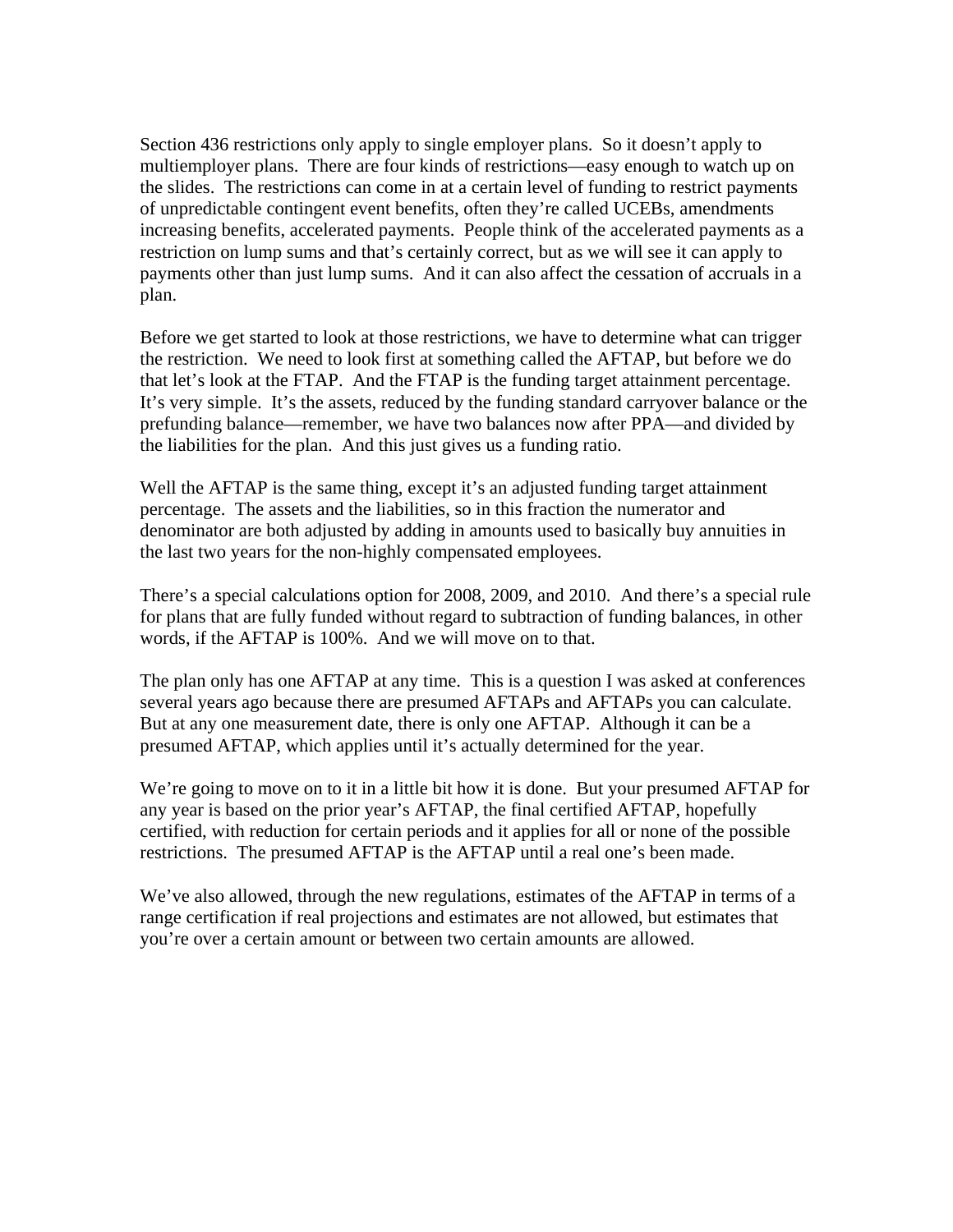Section 436 restrictions only apply to single employer plans. So it doesn't apply to multiemployer plans. There are four kinds of restrictions—easy enough to watch up on the slides. The restrictions can come in at a certain level of funding to restrict payments of unpredictable contingent event benefits, often they're called UCEBs, amendments increasing benefits, accelerated payments. People think of the accelerated payments as a restriction on lump sums and that's certainly correct, but as we will see it can apply to payments other than just lump sums. And it can also affect the cessation of accruals in a plan.

Before we get started to look at those restrictions, we have to determine what can trigger the restriction. We need to look first at something called the AFTAP, but before we do that let's look at the FTAP. And the FTAP is the funding target attainment percentage. It's very simple. It's the assets, reduced by the funding standard carryover balance or the prefunding balance—remember, we have two balances now after PPA—and divided by the liabilities for the plan. And this just gives us a funding ratio.

Well the AFTAP is the same thing, except it's an adjusted funding target attainment percentage. The assets and the liabilities, so in this fraction the numerator and denominator are both adjusted by adding in amounts used to basically buy annuities in the last two years for the non-highly compensated employees.

There's a special calculations option for 2008, 2009, and 2010. And there's a special rule for plans that are fully funded without regard to subtraction of funding balances, in other words, if the AFTAP is 100%. And we will move on to that.

The plan only has one AFTAP at any time. This is a question I was asked at conferences several years ago because there are presumed AFTAPs and AFTAPs you can calculate. But at any one measurement date, there is only one AFTAP. Although it can be a presumed AFTAP, which applies until it's actually determined for the year.

We're going to move on to it in a little bit how it is done. But your presumed AFTAP for any year is based on the prior year's AFTAP, the final certified AFTAP, hopefully certified, with reduction for certain periods and it applies for all or none of the possible restrictions. The presumed AFTAP is the AFTAP until a real one's been made.

We've also allowed, through the new regulations, estimates of the AFTAP in terms of a range certification if real projections and estimates are not allowed, but estimates that you're over a certain amount or between two certain amounts are allowed.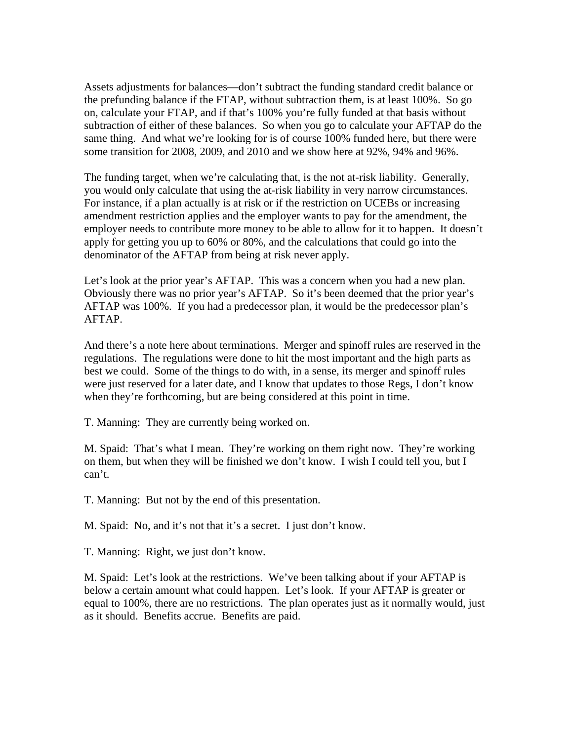Assets adjustments for balances—don't subtract the funding standard credit balance or the prefunding balance if the FTAP, without subtraction them, is at least 100%. So go on, calculate your FTAP, and if that's 100% you're fully funded at that basis without subtraction of either of these balances. So when you go to calculate your AFTAP do the same thing. And what we're looking for is of course 100% funded here, but there were some transition for 2008, 2009, and 2010 and we show here at 92%, 94% and 96%.

The funding target, when we're calculating that, is the not at-risk liability. Generally, you would only calculate that using the at-risk liability in very narrow circumstances. For instance, if a plan actually is at risk or if the restriction on UCEBs or increasing amendment restriction applies and the employer wants to pay for the amendment, the employer needs to contribute more money to be able to allow for it to happen. It doesn't apply for getting you up to 60% or 80%, and the calculations that could go into the denominator of the AFTAP from being at risk never apply.

Let's look at the prior year's AFTAP. This was a concern when you had a new plan. Obviously there was no prior year's AFTAP. So it's been deemed that the prior year's AFTAP was 100%. If you had a predecessor plan, it would be the predecessor plan's AFTAP.

And there's a note here about terminations. Merger and spinoff rules are reserved in the regulations. The regulations were done to hit the most important and the high parts as best we could. Some of the things to do with, in a sense, its merger and spinoff rules were just reserved for a later date, and I know that updates to those Regs, I don't know when they're forthcoming, but are being considered at this point in time.

T. Manning: They are currently being worked on.

M. Spaid: That's what I mean. They're working on them right now. They're working on them, but when they will be finished we don't know. I wish I could tell you, but I can't.

T. Manning: But not by the end of this presentation.

M. Spaid: No, and it's not that it's a secret. I just don't know.

T. Manning: Right, we just don't know.

M. Spaid: Let's look at the restrictions. We've been talking about if your AFTAP is below a certain amount what could happen. Let's look. If your AFTAP is greater or equal to 100%, there are no restrictions. The plan operates just as it normally would, just as it should. Benefits accrue. Benefits are paid.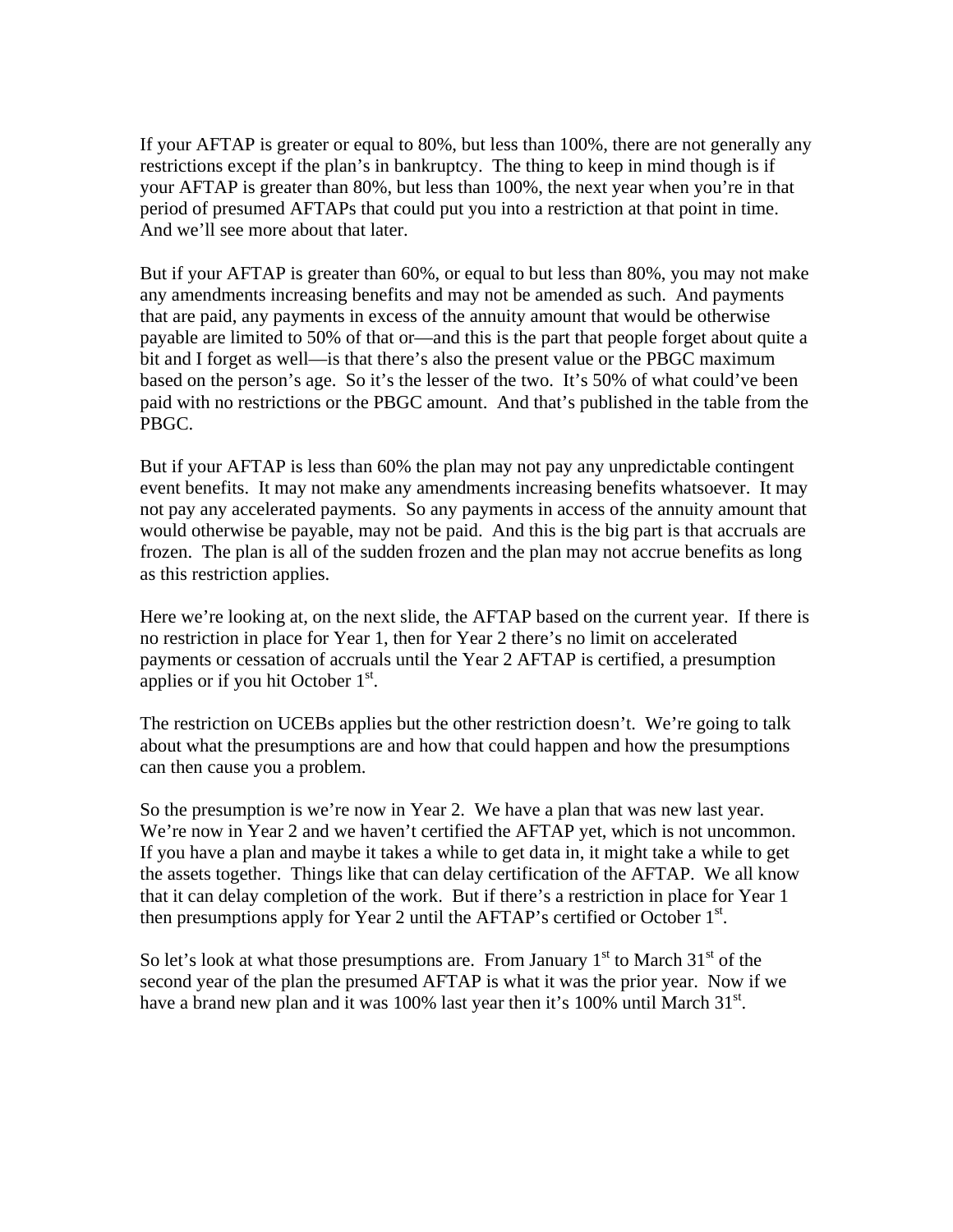If your AFTAP is greater or equal to 80%, but less than 100%, there are not generally any restrictions except if the plan's in bankruptcy. The thing to keep in mind though is if your AFTAP is greater than 80%, but less than 100%, the next year when you're in that period of presumed AFTAPs that could put you into a restriction at that point in time. And we'll see more about that later.

But if your AFTAP is greater than 60%, or equal to but less than 80%, you may not make any amendments increasing benefits and may not be amended as such. And payments that are paid, any payments in excess of the annuity amount that would be otherwise payable are limited to 50% of that or—and this is the part that people forget about quite a bit and I forget as well—is that there's also the present value or the PBGC maximum based on the person's age. So it's the lesser of the two. It's 50% of what could've been paid with no restrictions or the PBGC amount. And that's published in the table from the PBGC.

But if your AFTAP is less than 60% the plan may not pay any unpredictable contingent event benefits. It may not make any amendments increasing benefits whatsoever. It may not pay any accelerated payments. So any payments in access of the annuity amount that would otherwise be payable, may not be paid. And this is the big part is that accruals are frozen. The plan is all of the sudden frozen and the plan may not accrue benefits as long as this restriction applies.

Here we're looking at, on the next slide, the AFTAP based on the current year. If there is no restriction in place for Year 1, then for Year 2 there's no limit on accelerated payments or cessation of accruals until the Year 2 AFTAP is certified, a presumption applies or if you hit October 1st.

The restriction on UCEBs applies but the other restriction doesn't. We're going to talk about what the presumptions are and how that could happen and how the presumptions can then cause you a problem.

So the presumption is we're now in Year 2. We have a plan that was new last year. We're now in Year 2 and we haven't certified the AFTAP yet, which is not uncommon. If you have a plan and maybe it takes a while to get data in, it might take a while to get the assets together. Things like that can delay certification of the AFTAP. We all know that it can delay completion of the work. But if there's a restriction in place for Year 1 then presumptions apply for Year 2 until the AFTAP's certified or October 1st.

So let's look at what those presumptions are. From January 1st to March 31st of the second year of the plan the presumed AFTAP is what it was the prior year. Now if we have a brand new plan and it was 100% last year then it's 100% until March 31st.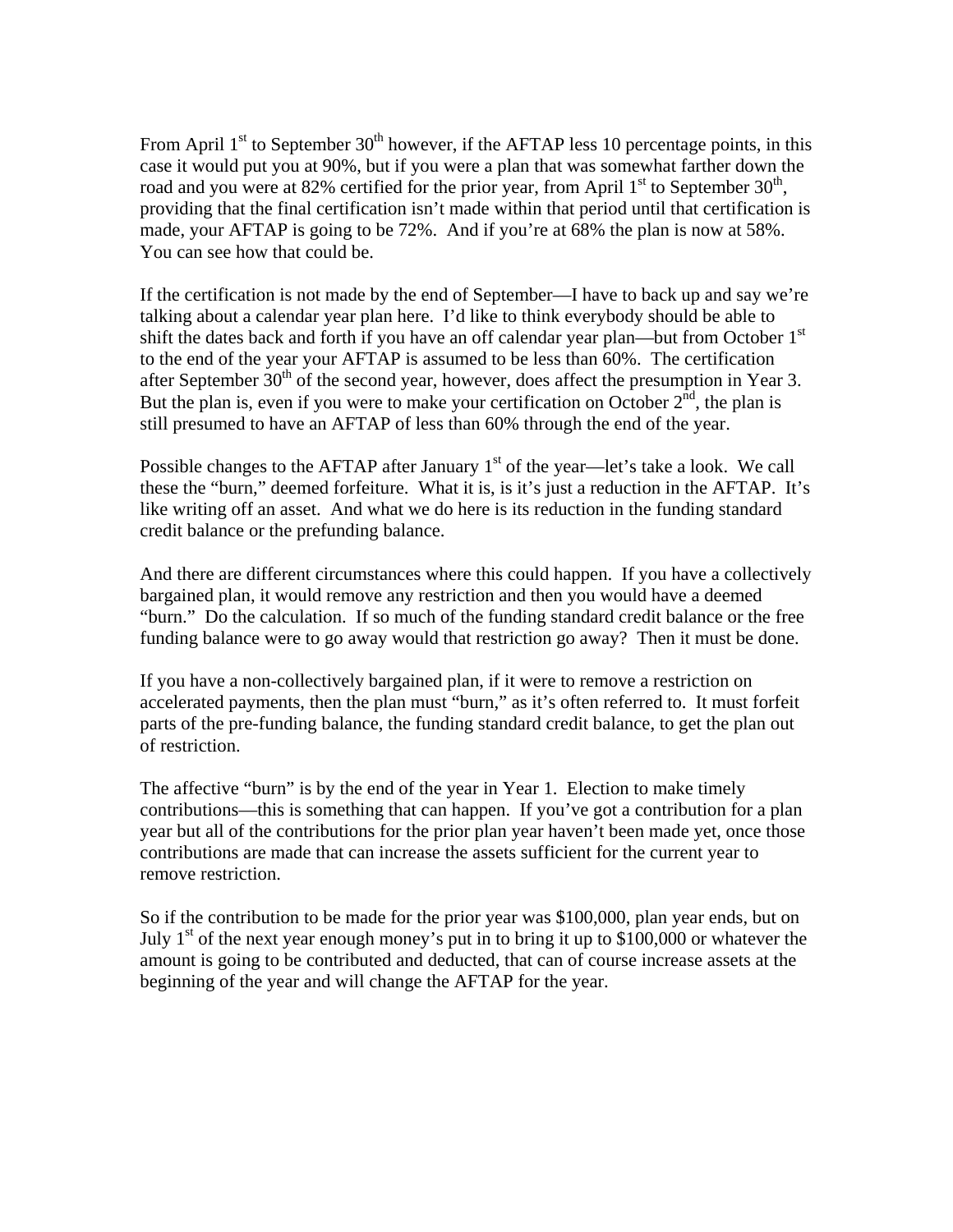From April 1st to September 30th however, if the AFTAP less 10 percentage points, in this case it would put you at 90%, but if you were a plan that was somewhat farther down the road and you were at 82% certified for the prior year, from April 1st to September 30th, providing that the final certification isn't made within that period until that certification is made, your AFTAP is going to be 72%. And if you're at 68% the plan is now at 58%. You can see how that could be.

If the certification is not made by the end of September—I have to back up and say we're talking about a calendar year plan here. I'd like to think everybody should be able to shift the dates back and forth if you have an off calendar year plan—but from October 1st to the end of the year your AFTAP is assumed to be less than 60%. The certification after September 30th of the second year, however, does affect the presumption in Year 3. But the plan is, even if you were to make your certification on October 2nd, the plan is still presumed to have an AFTAP of less than 60% through the end of the year.

Possible changes to the AFTAP after January 1st of the year—let's take a look. We call these the "burn," deemed forfeiture. What it is, is it's just a reduction in the AFTAP. It's like writing off an asset. And what we do here is its reduction in the funding standard credit balance or the prefunding balance.

And there are different circumstances where this could happen. If you have a collectively bargained plan, it would remove any restriction and then you would have a deemed "burn." Do the calculation. If so much of the funding standard credit balance or the free funding balance were to go away would that restriction go away? Then it must be done.

If you have a non-collectively bargained plan, if it were to remove a restriction on accelerated payments, then the plan must "burn," as it's often referred to. It must forfeit parts of the pre-funding balance, the funding standard credit balance, to get the plan out of restriction.

The affective "burn" is by the end of the year in Year 1. Election to make timely contributions—this is something that can happen. If you've got a contribution for a plan year but all of the contributions for the prior plan year haven't been made yet, once those contributions are made that can increase the assets sufficient for the current year to remove restriction.

So if the contribution to be made for the prior year was $100,000, plan year ends, but on July 1st of the next year enough money's put in to bring it up to $100,000 or whatever the amount is going to be contributed and deducted, that can of course increase assets at the beginning of the year and will change the AFTAP for the year.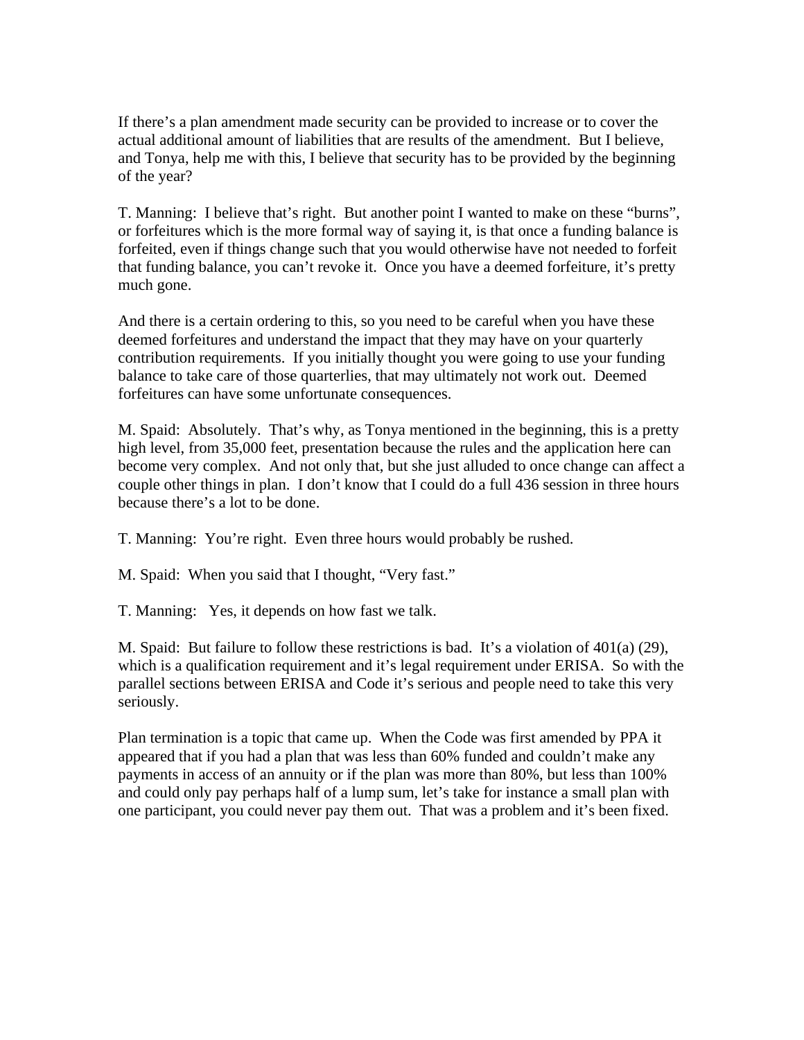If there's a plan amendment made security can be provided to increase or to cover the actual additional amount of liabilities that are results of the amendment. But I believe, and Tonya, help me with this, I believe that security has to be provided by the beginning of the year?

T. Manning: I believe that's right. But another point I wanted to make on these "burns", or forfeitures which is the more formal way of saying it, is that once a funding balance is forfeited, even if things change such that you would otherwise have not needed to forfeit that funding balance, you can't revoke it. Once you have a deemed forfeiture, it's pretty much gone.

And there is a certain ordering to this, so you need to be careful when you have these deemed forfeitures and understand the impact that they may have on your quarterly contribution requirements. If you initially thought you were going to use your funding balance to take care of those quarterlies, that may ultimately not work out. Deemed forfeitures can have some unfortunate consequences.

M. Spaid: Absolutely. That's why, as Tonya mentioned in the beginning, this is a pretty high level, from 35,000 feet, presentation because the rules and the application here can become very complex. And not only that, but she just alluded to once change can affect a couple other things in plan. I don't know that I could do a full 436 session in three hours because there's a lot to be done.

T. Manning: You're right. Even three hours would probably be rushed.

M. Spaid: When you said that I thought, "Very fast."

T. Manning: Yes, it depends on how fast we talk.

M. Spaid: But failure to follow these restrictions is bad. It's a violation of 401(a) (29), which is a qualification requirement and it's legal requirement under ERISA. So with the parallel sections between ERISA and Code it's serious and people need to take this very seriously.

Plan termination is a topic that came up. When the Code was first amended by PPA it appeared that if you had a plan that was less than 60% funded and couldn't make any payments in access of an annuity or if the plan was more than 80%, but less than 100% and could only pay perhaps half of a lump sum, let's take for instance a small plan with one participant, you could never pay them out. That was a problem and it's been fixed.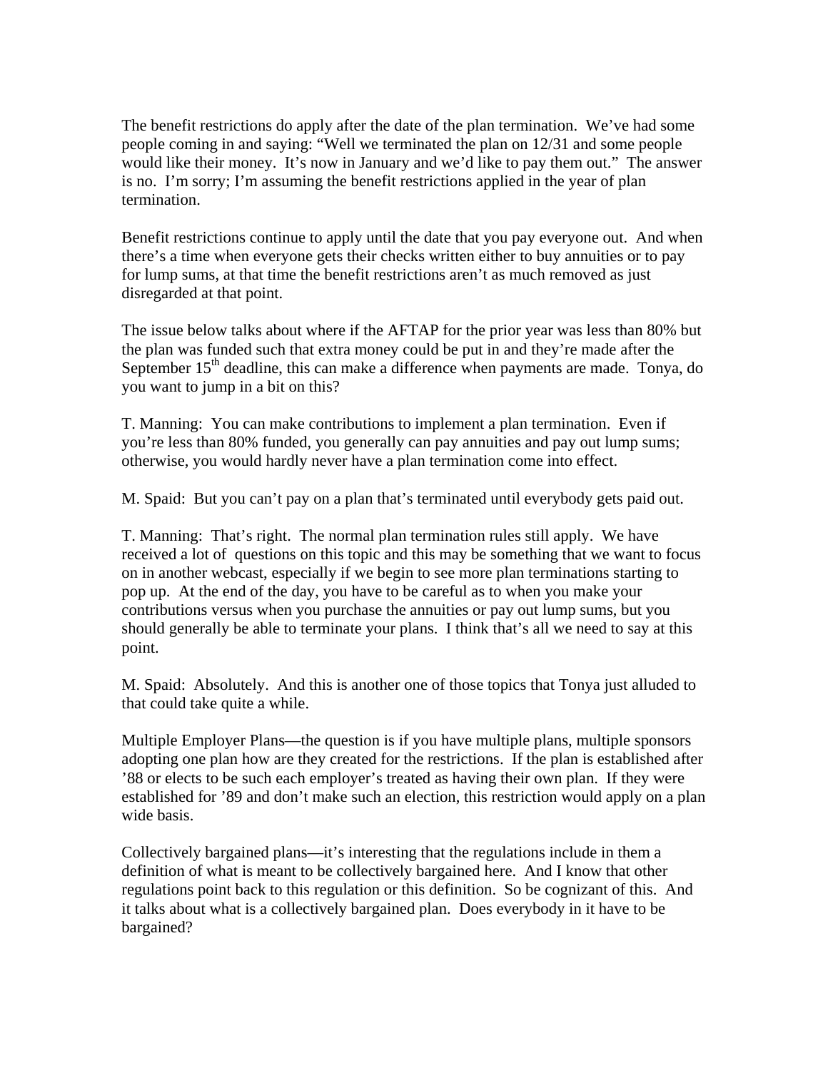The benefit restrictions do apply after the date of the plan termination. We've had some people coming in and saying: "Well we terminated the plan on 12/31 and some people would like their money. It's now in January and we'd like to pay them out." The answer is no. I'm sorry; I'm assuming the benefit restrictions applied in the year of plan termination.

Benefit restrictions continue to apply until the date that you pay everyone out. And when there's a time when everyone gets their checks written either to buy annuities or to pay for lump sums, at that time the benefit restrictions aren't as much removed as just disregarded at that point.

The issue below talks about where if the AFTAP for the prior year was less than 80% but the plan was funded such that extra money could be put in and they're made after the September 15th deadline, this can make a difference when payments are made. Tonya, do you want to jump in a bit on this?

T. Manning: You can make contributions to implement a plan termination. Even if you're less than 80% funded, you generally can pay annuities and pay out lump sums; otherwise, you would hardly never have a plan termination come into effect.

M. Spaid: But you can't pay on a plan that's terminated until everybody gets paid out.

T. Manning: That's right. The normal plan termination rules still apply. We have received a lot of questions on this topic and this may be something that we want to focus on in another webcast, especially if we begin to see more plan terminations starting to pop up. At the end of the day, you have to be careful as to when you make your contributions versus when you purchase the annuities or pay out lump sums, but you should generally be able to terminate your plans. I think that's all we need to say at this point.

M. Spaid: Absolutely. And this is another one of those topics that Tonya just alluded to that could take quite a while.

Multiple Employer Plans—the question is if you have multiple plans, multiple sponsors adopting one plan how are they created for the restrictions. If the plan is established after '88 or elects to be such each employer's treated as having their own plan. If they were established for '89 and don't make such an election, this restriction would apply on a plan wide basis.

Collectively bargained plans—it's interesting that the regulations include in them a definition of what is meant to be collectively bargained here. And I know that other regulations point back to this regulation or this definition. So be cognizant of this. And it talks about what is a collectively bargained plan. Does everybody in it have to be bargained?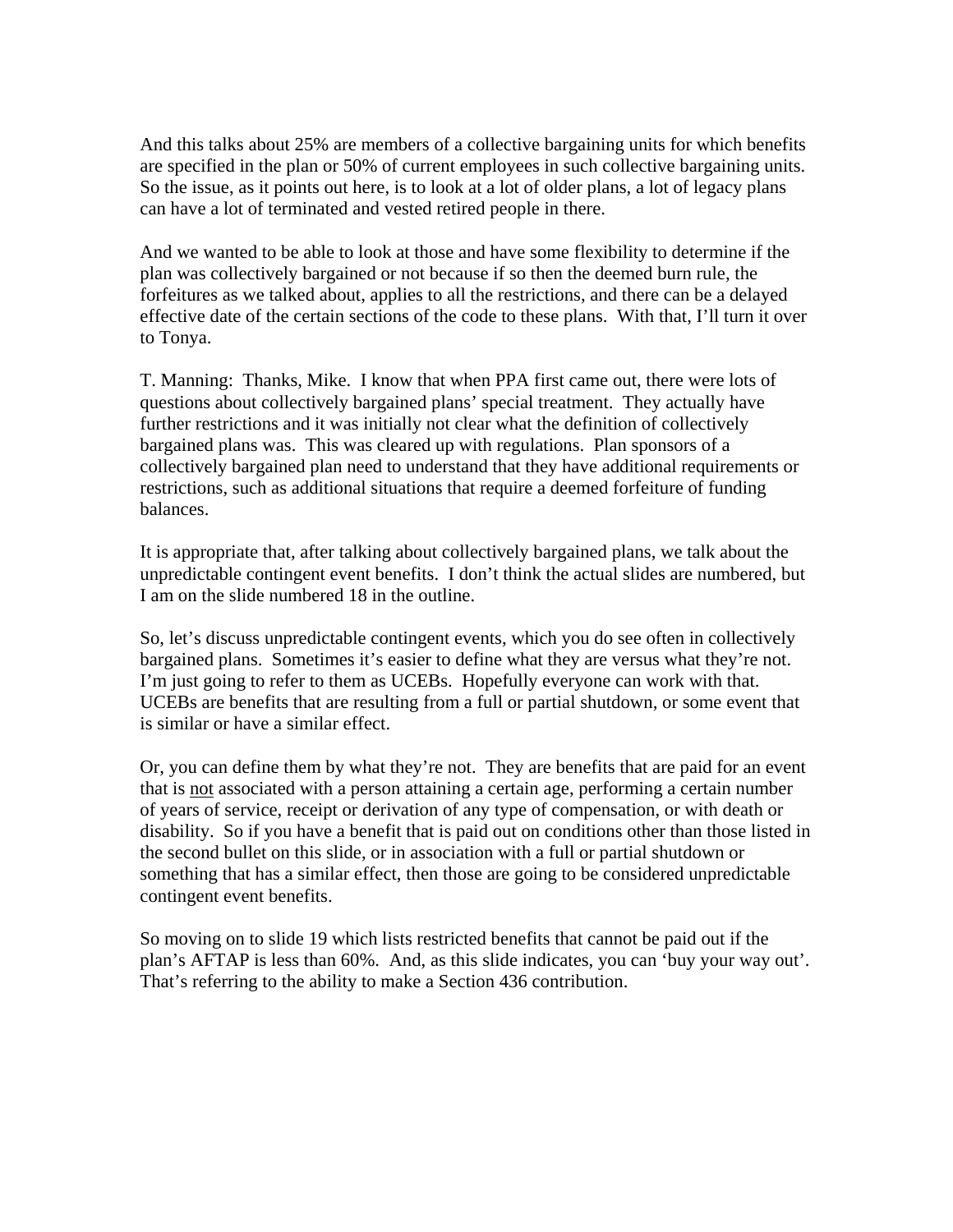And this talks about 25% are members of a collective bargaining units for which benefits are specified in the plan or 50% of current employees in such collective bargaining units. So the issue, as it points out here, is to look at a lot of older plans, a lot of legacy plans can have a lot of terminated and vested retired people in there.

And we wanted to be able to look at those and have some flexibility to determine if the plan was collectively bargained or not because if so then the deemed burn rule, the forfeitures as we talked about, applies to all the restrictions, and there can be a delayed effective date of the certain sections of the code to these plans. With that, I'll turn it over to Tonya.

T. Manning: Thanks, Mike. I know that when PPA first came out, there were lots of questions about collectively bargained plans' special treatment. They actually have further restrictions and it was initially not clear what the definition of collectively bargained plans was. This was cleared up with regulations. Plan sponsors of a collectively bargained plan need to understand that they have additional requirements or restrictions, such as additional situations that require a deemed forfeiture of funding balances.

It is appropriate that, after talking about collectively bargained plans, we talk about the unpredictable contingent event benefits. I don't think the actual slides are numbered, but I am on the slide numbered 18 in the outline.

So, let's discuss unpredictable contingent events, which you do see often in collectively bargained plans. Sometimes it's easier to define what they are versus what they're not. I'm just going to refer to them as UCEBs. Hopefully everyone can work with that. UCEBs are benefits that are resulting from a full or partial shutdown, or some event that is similar or have a similar effect.

Or, you can define them by what they're not. They are benefits that are paid for an event that is <u>not</u> associated with a person attaining a certain age, performing a certain number of years of service, receipt or derivation of any type of compensation, or with death or disability. So if you have a benefit that is paid out on conditions other than those listed in the second bullet on this slide, or in association with a full or partial shutdown or something that has a similar effect, then those are going to be considered unpredictable contingent event benefits.

So moving on to slide 19 which lists restricted benefits that cannot be paid out if the plan's AFTAP is less than 60%. And, as this slide indicates, you can 'buy your way out'. That's referring to the ability to make a Section 436 contribution.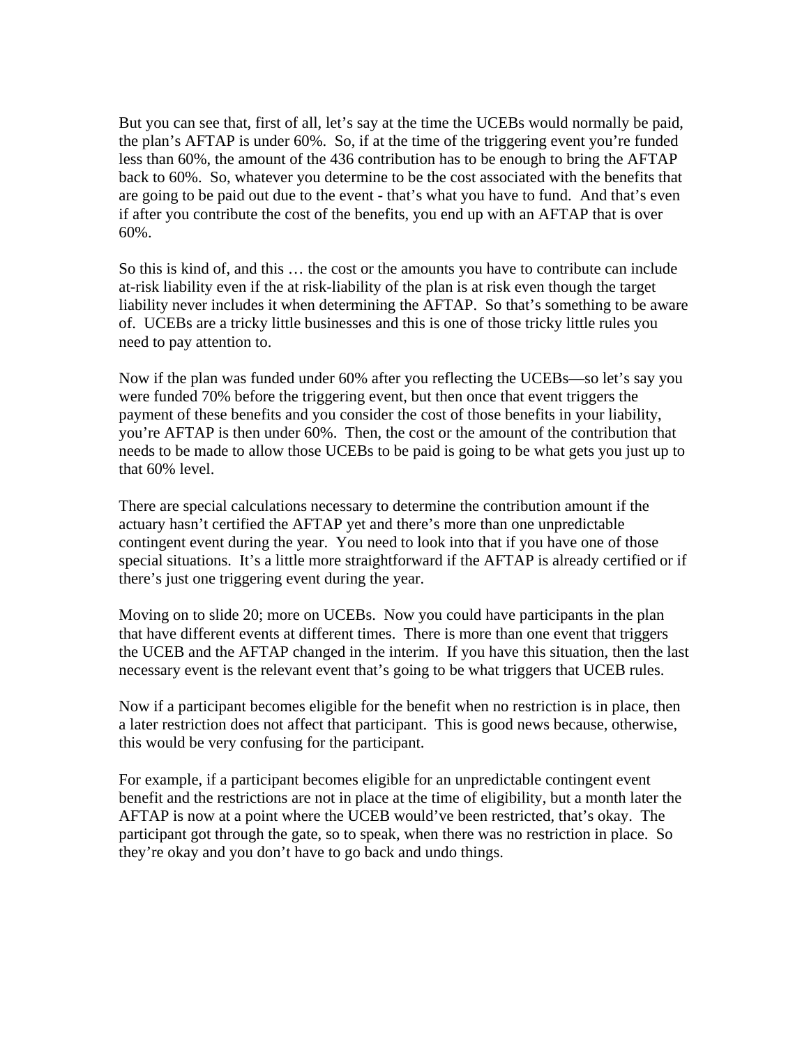But you can see that, first of all, let's say at the time the UCEBs would normally be paid, the plan's AFTAP is under 60%. So, if at the time of the triggering event you're funded less than 60%, the amount of the 436 contribution has to be enough to bring the AFTAP back to 60%. So, whatever you determine to be the cost associated with the benefits that are going to be paid out due to the event - that's what you have to fund. And that's even if after you contribute the cost of the benefits, you end up with an AFTAP that is over 60%.

So this is kind of, and this … the cost or the amounts you have to contribute can include at-risk liability even if the at risk-liability of the plan is at risk even though the target liability never includes it when determining the AFTAP. So that's something to be aware of. UCEBs are a tricky little businesses and this is one of those tricky little rules you need to pay attention to.

Now if the plan was funded under 60% after you reflecting the UCEBs—so let's say you were funded 70% before the triggering event, but then once that event triggers the payment of these benefits and you consider the cost of those benefits in your liability, you're AFTAP is then under 60%. Then, the cost or the amount of the contribution that needs to be made to allow those UCEBs to be paid is going to be what gets you just up to that 60% level.

There are special calculations necessary to determine the contribution amount if the actuary hasn't certified the AFTAP yet and there's more than one unpredictable contingent event during the year. You need to look into that if you have one of those special situations. It's a little more straightforward if the AFTAP is already certified or if there's just one triggering event during the year.

Moving on to slide 20; more on UCEBs. Now you could have participants in the plan that have different events at different times. There is more than one event that triggers the UCEB and the AFTAP changed in the interim. If you have this situation, then the last necessary event is the relevant event that's going to be what triggers that UCEB rules.

Now if a participant becomes eligible for the benefit when no restriction is in place, then a later restriction does not affect that participant. This is good news because, otherwise, this would be very confusing for the participant.

For example, if a participant becomes eligible for an unpredictable contingent event benefit and the restrictions are not in place at the time of eligibility, but a month later the AFTAP is now at a point where the UCEB would've been restricted, that's okay. The participant got through the gate, so to speak, when there was no restriction in place. So they're okay and you don't have to go back and undo things.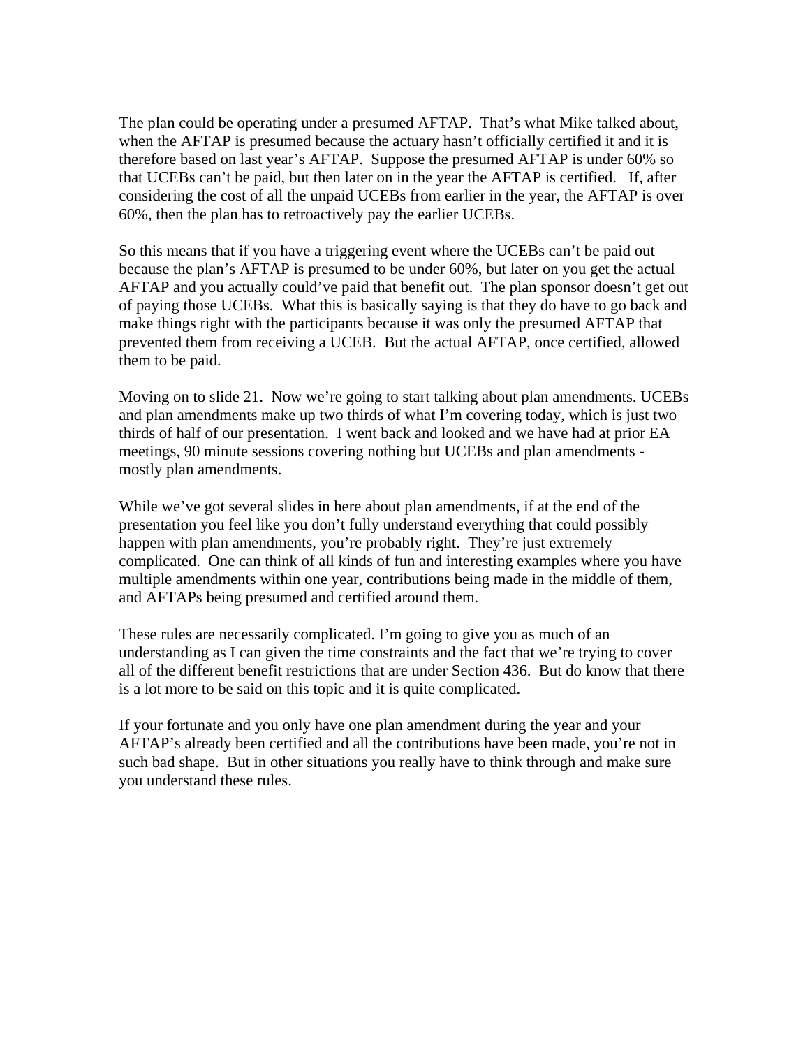The plan could be operating under a presumed AFTAP. That's what Mike talked about, when the AFTAP is presumed because the actuary hasn't officially certified it and it is therefore based on last year's AFTAP. Suppose the presumed AFTAP is under 60% so that UCEBs can't be paid, but then later on in the year the AFTAP is certified. If, after considering the cost of all the unpaid UCEBs from earlier in the year, the AFTAP is over 60%, then the plan has to retroactively pay the earlier UCEBs.

So this means that if you have a triggering event where the UCEBs can't be paid out because the plan's AFTAP is presumed to be under 60%, but later on you get the actual AFTAP and you actually could've paid that benefit out. The plan sponsor doesn't get out of paying those UCEBs. What this is basically saying is that they do have to go back and make things right with the participants because it was only the presumed AFTAP that prevented them from receiving a UCEB. But the actual AFTAP, once certified, allowed them to be paid.

Moving on to slide 21. Now we're going to start talking about plan amendments. UCEBs and plan amendments make up two thirds of what I'm covering today, which is just two thirds of half of our presentation. I went back and looked and we have had at prior EA meetings, 90 minute sessions covering nothing but UCEBs and plan amendments - mostly plan amendments.

While we've got several slides in here about plan amendments, if at the end of the presentation you feel like you don't fully understand everything that could possibly happen with plan amendments, you're probably right. They're just extremely complicated. One can think of all kinds of fun and interesting examples where you have multiple amendments within one year, contributions being made in the middle of them, and AFTAPs being presumed and certified around them.

These rules are necessarily complicated. I'm going to give you as much of an understanding as I can given the time constraints and the fact that we're trying to cover all of the different benefit restrictions that are under Section 436. But do know that there is a lot more to be said on this topic and it is quite complicated.

If your fortunate and you only have one plan amendment during the year and your AFTAP's already been certified and all the contributions have been made, you're not in such bad shape. But in other situations you really have to think through and make sure you understand these rules.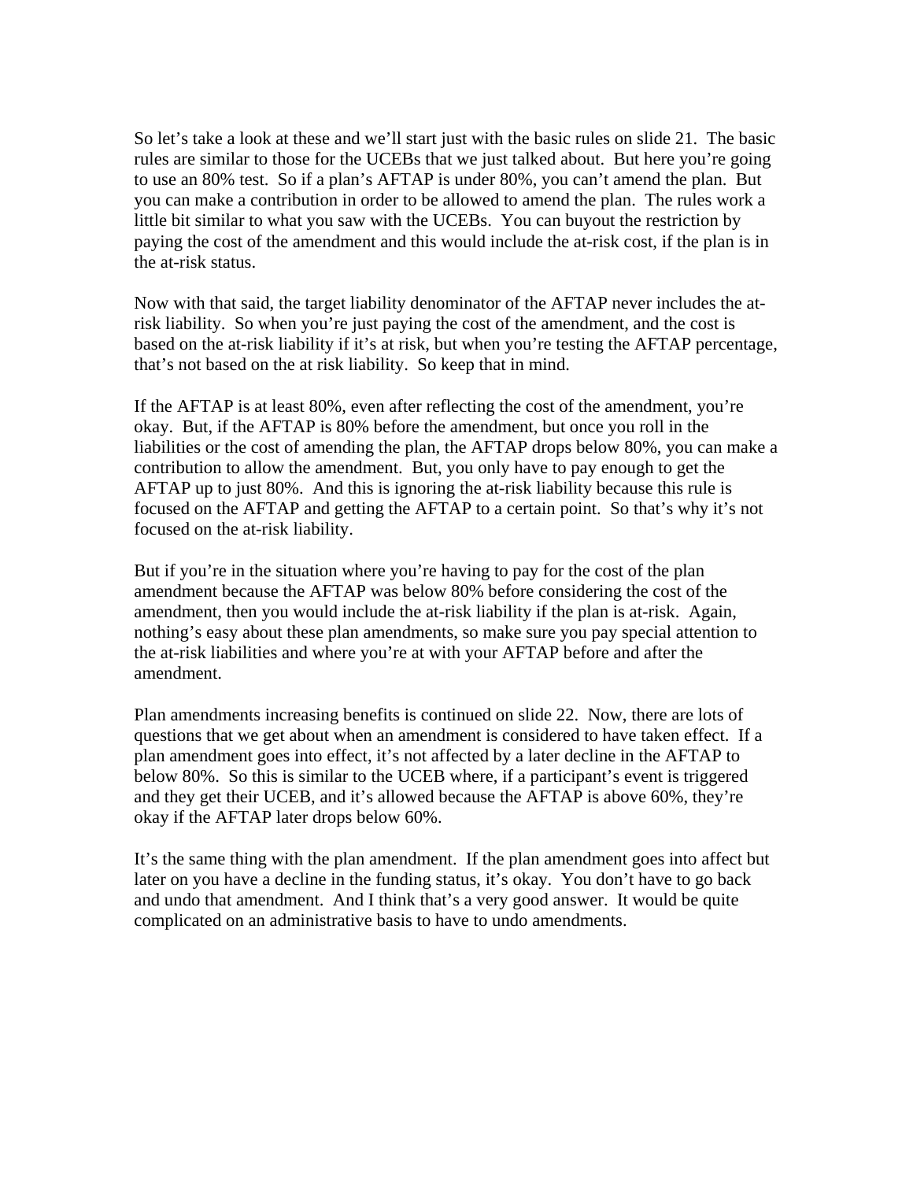So let's take a look at these and we'll start just with the basic rules on slide 21. The basic rules are similar to those for the UCEBs that we just talked about. But here you're going to use an 80% test. So if a plan's AFTAP is under 80%, you can't amend the plan. But you can make a contribution in order to be allowed to amend the plan. The rules work a little bit similar to what you saw with the UCEBs. You can buyout the restriction by paying the cost of the amendment and this would include the at-risk cost, if the plan is in the at-risk status.

Now with that said, the target liability denominator of the AFTAP never includes the at-risk liability. So when you're just paying the cost of the amendment, and the cost is based on the at-risk liability if it's at risk, but when you're testing the AFTAP percentage, that's not based on the at risk liability. So keep that in mind.

If the AFTAP is at least 80%, even after reflecting the cost of the amendment, you're okay. But, if the AFTAP is 80% before the amendment, but once you roll in the liabilities or the cost of amending the plan, the AFTAP drops below 80%, you can make a contribution to allow the amendment. But, you only have to pay enough to get the AFTAP up to just 80%. And this is ignoring the at-risk liability because this rule is focused on the AFTAP and getting the AFTAP to a certain point. So that's why it's not focused on the at-risk liability.

But if you're in the situation where you're having to pay for the cost of the plan amendment because the AFTAP was below 80% before considering the cost of the amendment, then you would include the at-risk liability if the plan is at-risk. Again, nothing's easy about these plan amendments, so make sure you pay special attention to the at-risk liabilities and where you're at with your AFTAP before and after the amendment.

Plan amendments increasing benefits is continued on slide 22. Now, there are lots of questions that we get about when an amendment is considered to have taken effect. If a plan amendment goes into effect, it's not affected by a later decline in the AFTAP to below 80%. So this is similar to the UCEB where, if a participant's event is triggered and they get their UCEB, and it's allowed because the AFTAP is above 60%, they're okay if the AFTAP later drops below 60%.

It's the same thing with the plan amendment. If the plan amendment goes into affect but later on you have a decline in the funding status, it's okay. You don't have to go back and undo that amendment. And I think that's a very good answer. It would be quite complicated on an administrative basis to have to undo amendments.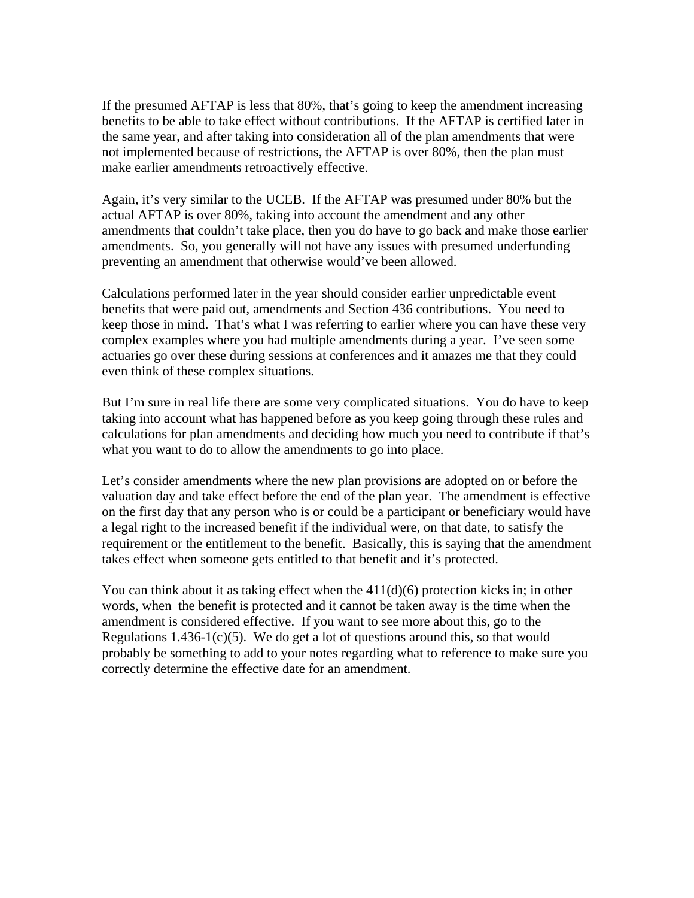If the presumed AFTAP is less that 80%, that's going to keep the amendment increasing benefits to be able to take effect without contributions. If the AFTAP is certified later in the same year, and after taking into consideration all of the plan amendments that were not implemented because of restrictions, the AFTAP is over 80%, then the plan must make earlier amendments retroactively effective.

Again, it's very similar to the UCEB. If the AFTAP was presumed under 80% but the actual AFTAP is over 80%, taking into account the amendment and any other amendments that couldn't take place, then you do have to go back and make those earlier amendments. So, you generally will not have any issues with presumed underfunding preventing an amendment that otherwise would've been allowed.

Calculations performed later in the year should consider earlier unpredictable event benefits that were paid out, amendments and Section 436 contributions. You need to keep those in mind. That's what I was referring to earlier where you can have these very complex examples where you had multiple amendments during a year. I've seen some actuaries go over these during sessions at conferences and it amazes me that they could even think of these complex situations.

But I'm sure in real life there are some very complicated situations. You do have to keep taking into account what has happened before as you keep going through these rules and calculations for plan amendments and deciding how much you need to contribute if that's what you want to do to allow the amendments to go into place.

Let's consider amendments where the new plan provisions are adopted on or before the valuation day and take effect before the end of the plan year. The amendment is effective on the first day that any person who is or could be a participant or beneficiary would have a legal right to the increased benefit if the individual were, on that date, to satisfy the requirement or the entitlement to the benefit. Basically, this is saying that the amendment takes effect when someone gets entitled to that benefit and it's protected.

You can think about it as taking effect when the 411(d)(6) protection kicks in; in other words, when the benefit is protected and it cannot be taken away is the time when the amendment is considered effective. If you want to see more about this, go to the Regulations 1.436-1(c)(5). We do get a lot of questions around this, so that would probably be something to add to your notes regarding what to reference to make sure you correctly determine the effective date for an amendment.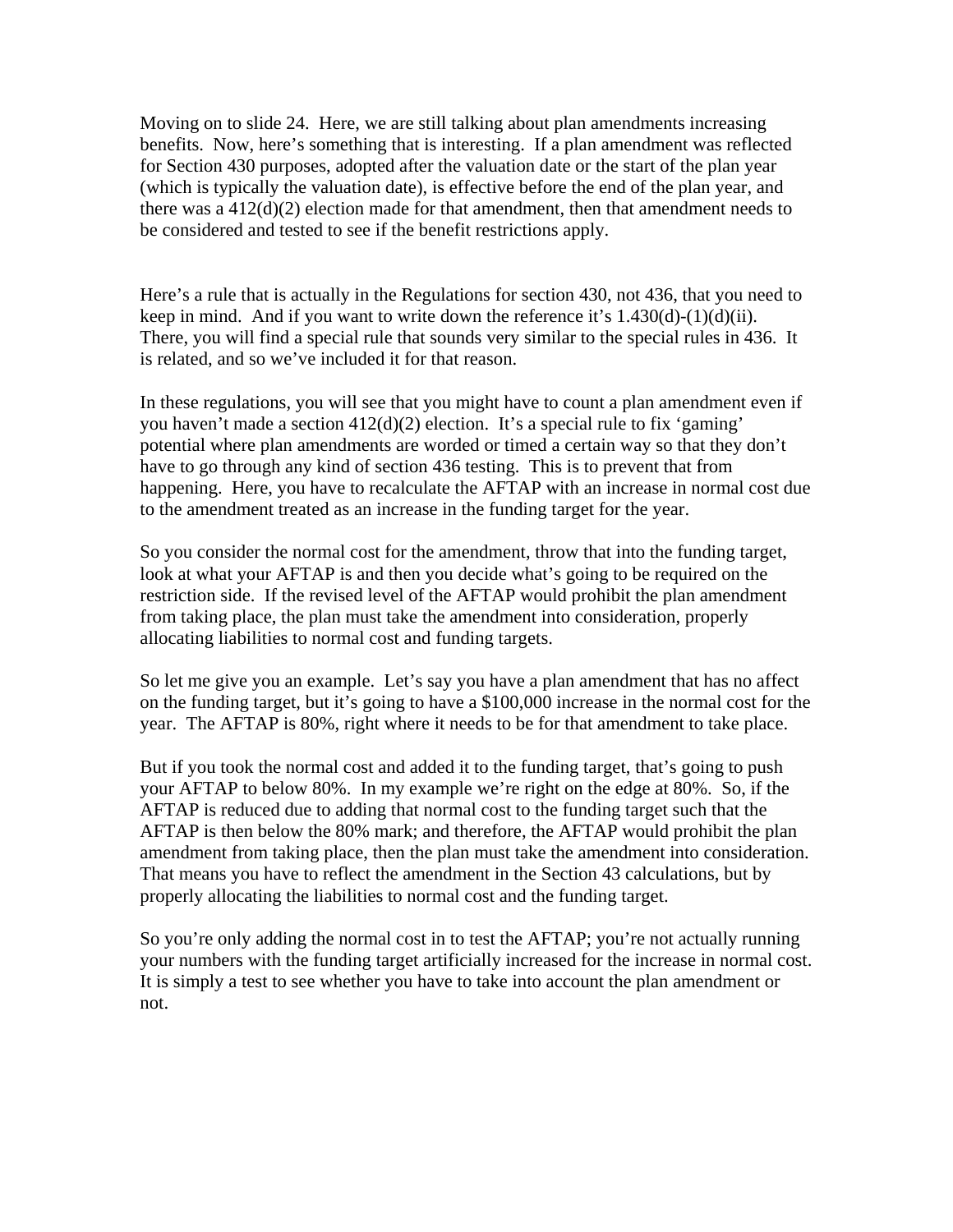Moving on to slide 24. Here, we are still talking about plan amendments increasing benefits. Now, here's something that is interesting. If a plan amendment was reflected for Section 430 purposes, adopted after the valuation date or the start of the plan year (which is typically the valuation date), is effective before the end of the plan year, and there was a 412(d)(2) election made for that amendment, then that amendment needs to be considered and tested to see if the benefit restrictions apply.

Here's a rule that is actually in the Regulations for section 430, not 436, that you need to keep in mind. And if you want to write down the reference it's 1.430(d)-(1)(d)(ii). There, you will find a special rule that sounds very similar to the special rules in 436. It is related, and so we've included it for that reason.

In these regulations, you will see that you might have to count a plan amendment even if you haven't made a section 412(d)(2) election. It's a special rule to fix 'gaming' potential where plan amendments are worded or timed a certain way so that they don't have to go through any kind of section 436 testing. This is to prevent that from happening. Here, you have to recalculate the AFTAP with an increase in normal cost due to the amendment treated as an increase in the funding target for the year.

So you consider the normal cost for the amendment, throw that into the funding target, look at what your AFTAP is and then you decide what's going to be required on the restriction side. If the revised level of the AFTAP would prohibit the plan amendment from taking place, the plan must take the amendment into consideration, properly allocating liabilities to normal cost and funding targets.

So let me give you an example. Let's say you have a plan amendment that has no affect on the funding target, but it's going to have a $100,000 increase in the normal cost for the year. The AFTAP is 80%, right where it needs to be for that amendment to take place.

But if you took the normal cost and added it to the funding target, that's going to push your AFTAP to below 80%. In my example we're right on the edge at 80%. So, if the AFTAP is reduced due to adding that normal cost to the funding target such that the AFTAP is then below the 80% mark; and therefore, the AFTAP would prohibit the plan amendment from taking place, then the plan must take the amendment into consideration. That means you have to reflect the amendment in the Section 43 calculations, but by properly allocating the liabilities to normal cost and the funding target.

So you're only adding the normal cost in to test the AFTAP; you're not actually running your numbers with the funding target artificially increased for the increase in normal cost. It is simply a test to see whether you have to take into account the plan amendment or not.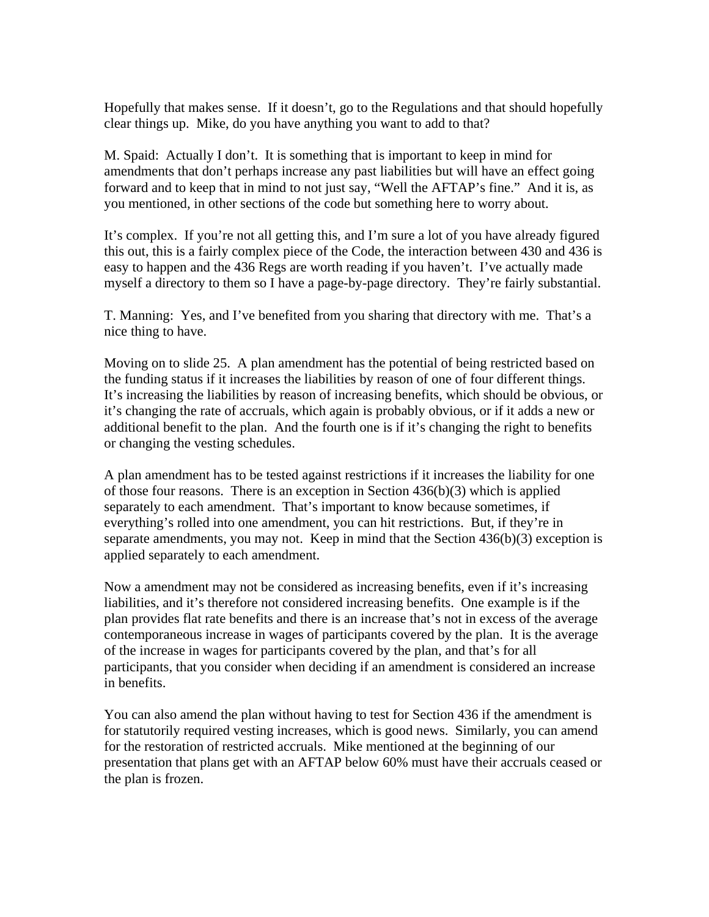Hopefully that makes sense. If it doesn't, go to the Regulations and that should hopefully clear things up. Mike, do you have anything you want to add to that?

M. Spaid: Actually I don't. It is something that is important to keep in mind for amendments that don't perhaps increase any past liabilities but will have an effect going forward and to keep that in mind to not just say, "Well the AFTAP's fine." And it is, as you mentioned, in other sections of the code but something here to worry about.

It's complex. If you're not all getting this, and I'm sure a lot of you have already figured this out, this is a fairly complex piece of the Code, the interaction between 430 and 436 is easy to happen and the 436 Regs are worth reading if you haven't. I've actually made myself a directory to them so I have a page-by-page directory. They're fairly substantial.

T. Manning: Yes, and I've benefited from you sharing that directory with me. That's a nice thing to have.

Moving on to slide 25. A plan amendment has the potential of being restricted based on the funding status if it increases the liabilities by reason of one of four different things. It's increasing the liabilities by reason of increasing benefits, which should be obvious, or it's changing the rate of accruals, which again is probably obvious, or if it adds a new or additional benefit to the plan. And the fourth one is if it's changing the right to benefits or changing the vesting schedules.

A plan amendment has to be tested against restrictions if it increases the liability for one of those four reasons. There is an exception in Section 436(b)(3) which is applied separately to each amendment. That's important to know because sometimes, if everything's rolled into one amendment, you can hit restrictions. But, if they're in separate amendments, you may not. Keep in mind that the Section 436(b)(3) exception is applied separately to each amendment.

Now a amendment may not be considered as increasing benefits, even if it's increasing liabilities, and it's therefore not considered increasing benefits. One example is if the plan provides flat rate benefits and there is an increase that's not in excess of the average contemporaneous increase in wages of participants covered by the plan. It is the average of the increase in wages for participants covered by the plan, and that's for all participants, that you consider when deciding if an amendment is considered an increase in benefits.

You can also amend the plan without having to test for Section 436 if the amendment is for statutorily required vesting increases, which is good news. Similarly, you can amend for the restoration of restricted accruals. Mike mentioned at the beginning of our presentation that plans get with an AFTAP below 60% must have their accruals ceased or the plan is frozen.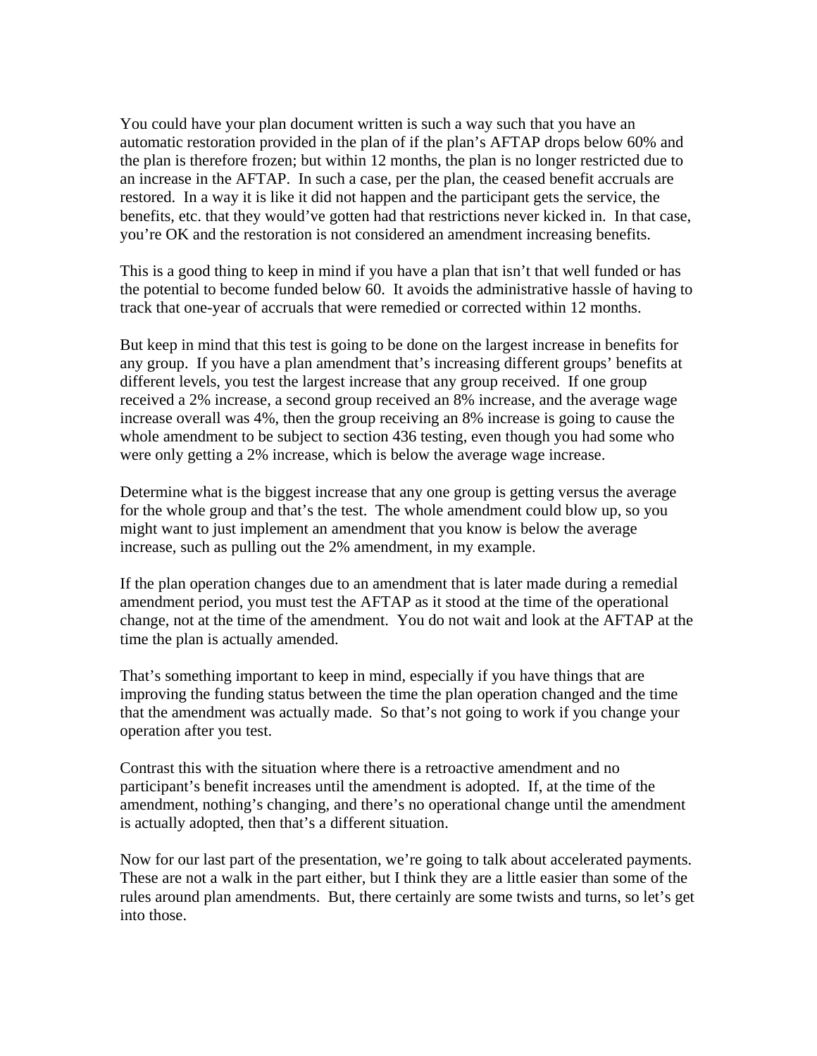You could have your plan document written is such a way such that you have an automatic restoration provided in the plan of if the plan's AFTAP drops below 60% and the plan is therefore frozen; but within 12 months, the plan is no longer restricted due to an increase in the AFTAP. In such a case, per the plan, the ceased benefit accruals are restored. In a way it is like it did not happen and the participant gets the service, the benefits, etc. that they would've gotten had that restrictions never kicked in. In that case, you're OK and the restoration is not considered an amendment increasing benefits.

This is a good thing to keep in mind if you have a plan that isn't that well funded or has the potential to become funded below 60. It avoids the administrative hassle of having to track that one-year of accruals that were remedied or corrected within 12 months.

But keep in mind that this test is going to be done on the largest increase in benefits for any group. If you have a plan amendment that's increasing different groups' benefits at different levels, you test the largest increase that any group received. If one group received a 2% increase, a second group received an 8% increase, and the average wage increase overall was 4%, then the group receiving an 8% increase is going to cause the whole amendment to be subject to section 436 testing, even though you had some who were only getting a 2% increase, which is below the average wage increase.

Determine what is the biggest increase that any one group is getting versus the average for the whole group and that's the test. The whole amendment could blow up, so you might want to just implement an amendment that you know is below the average increase, such as pulling out the 2% amendment, in my example.

If the plan operation changes due to an amendment that is later made during a remedial amendment period, you must test the AFTAP as it stood at the time of the operational change, not at the time of the amendment. You do not wait and look at the AFTAP at the time the plan is actually amended.

That's something important to keep in mind, especially if you have things that are improving the funding status between the time the plan operation changed and the time that the amendment was actually made. So that's not going to work if you change your operation after you test.

Contrast this with the situation where there is a retroactive amendment and no participant's benefit increases until the amendment is adopted. If, at the time of the amendment, nothing's changing, and there's no operational change until the amendment is actually adopted, then that's a different situation.

Now for our last part of the presentation, we're going to talk about accelerated payments. These are not a walk in the part either, but I think they are a little easier than some of the rules around plan amendments. But, there certainly are some twists and turns, so let's get into those.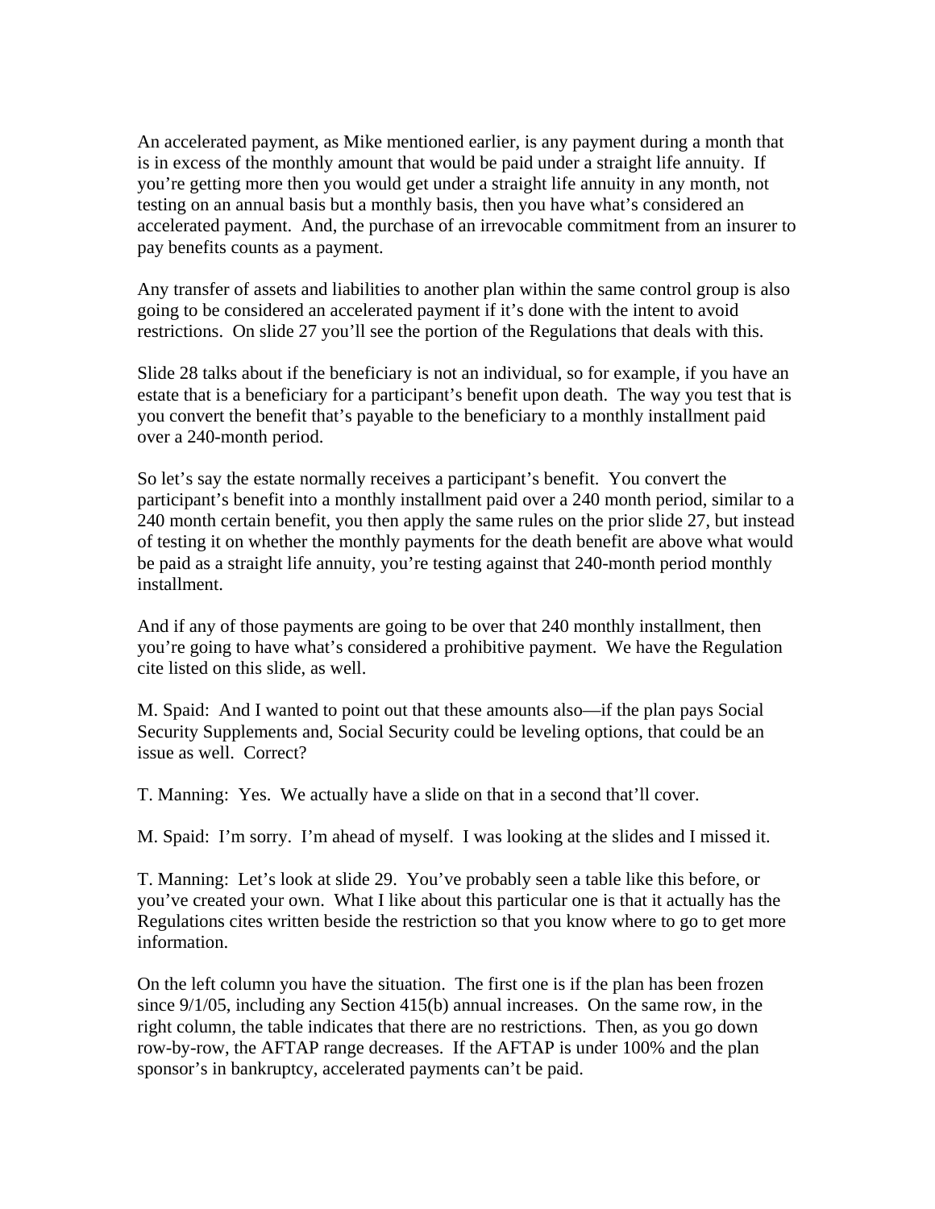An accelerated payment, as Mike mentioned earlier, is any payment during a month that is in excess of the monthly amount that would be paid under a straight life annuity. If you're getting more then you would get under a straight life annuity in any month, not testing on an annual basis but a monthly basis, then you have what's considered an accelerated payment. And, the purchase of an irrevocable commitment from an insurer to pay benefits counts as a payment.

Any transfer of assets and liabilities to another plan within the same control group is also going to be considered an accelerated payment if it's done with the intent to avoid restrictions. On slide 27 you'll see the portion of the Regulations that deals with this.

Slide 28 talks about if the beneficiary is not an individual, so for example, if you have an estate that is a beneficiary for a participant's benefit upon death. The way you test that is you convert the benefit that's payable to the beneficiary to a monthly installment paid over a 240-month period.

So let's say the estate normally receives a participant's benefit. You convert the participant's benefit into a monthly installment paid over a 240 month period, similar to a 240 month certain benefit, you then apply the same rules on the prior slide 27, but instead of testing it on whether the monthly payments for the death benefit are above what would be paid as a straight life annuity, you're testing against that 240-month period monthly installment.

And if any of those payments are going to be over that 240 monthly installment, then you're going to have what's considered a prohibitive payment. We have the Regulation cite listed on this slide, as well.

M. Spaid: And I wanted to point out that these amounts also—if the plan pays Social Security Supplements and, Social Security could be leveling options, that could be an issue as well. Correct?

T. Manning: Yes. We actually have a slide on that in a second that'll cover.

M. Spaid: I'm sorry. I'm ahead of myself. I was looking at the slides and I missed it.

T. Manning: Let's look at slide 29. You've probably seen a table like this before, or you've created your own. What I like about this particular one is that it actually has the Regulations cites written beside the restriction so that you know where to go to get more information.

On the left column you have the situation. The first one is if the plan has been frozen since 9/1/05, including any Section 415(b) annual increases. On the same row, in the right column, the table indicates that there are no restrictions. Then, as you go down row-by-row, the AFTAP range decreases. If the AFTAP is under 100% and the plan sponsor's in bankruptcy, accelerated payments can't be paid.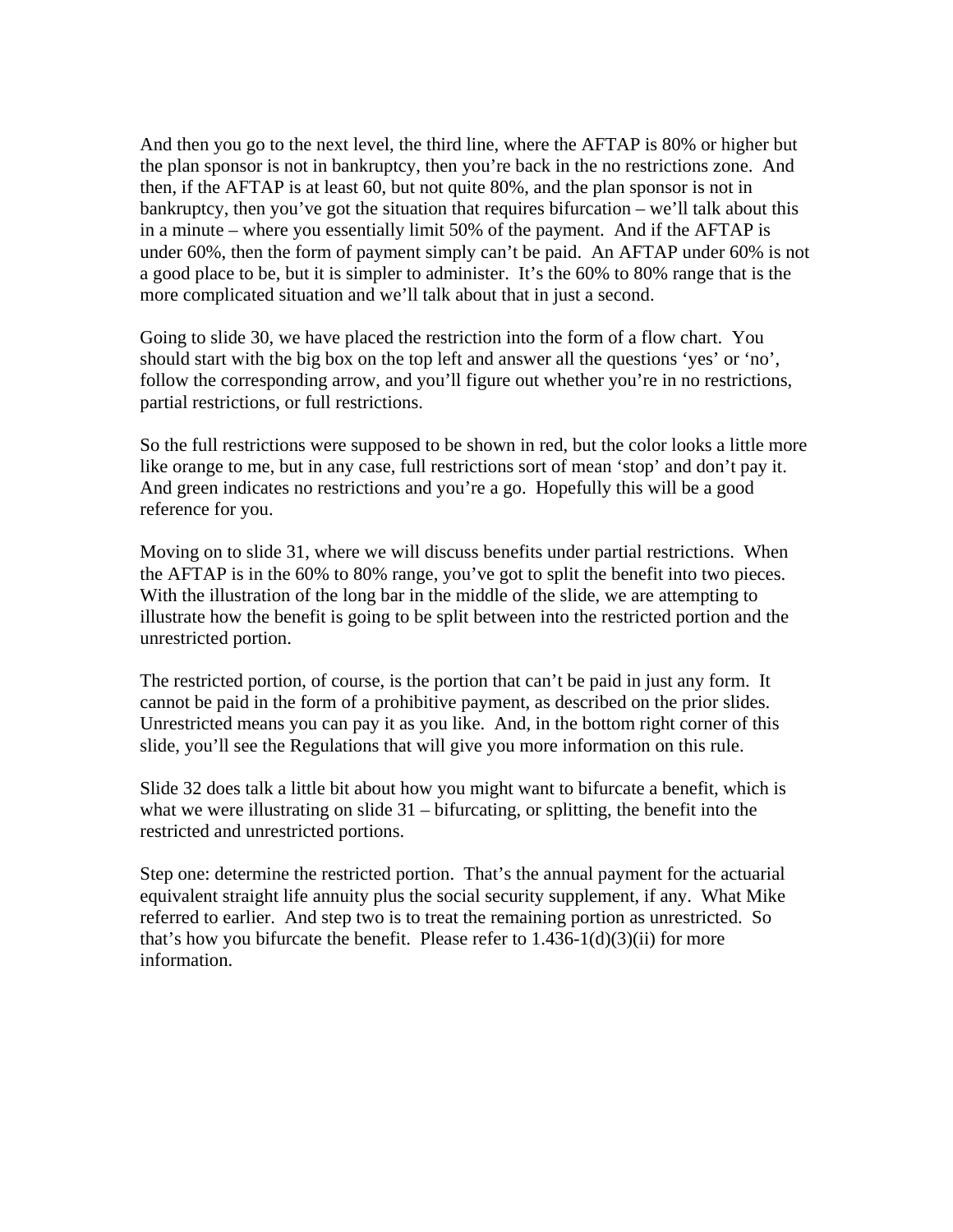And then you go to the next level, the third line, where the AFTAP is 80% or higher but the plan sponsor is not in bankruptcy, then you're back in the no restrictions zone. And then, if the AFTAP is at least 60, but not quite 80%, and the plan sponsor is not in bankruptcy, then you've got the situation that requires bifurcation – we'll talk about this in a minute – where you essentially limit 50% of the payment. And if the AFTAP is under 60%, then the form of payment simply can't be paid. An AFTAP under 60% is not a good place to be, but it is simpler to administer. It's the 60% to 80% range that is the more complicated situation and we'll talk about that in just a second.

Going to slide 30, we have placed the restriction into the form of a flow chart. You should start with the big box on the top left and answer all the questions 'yes' or 'no', follow the corresponding arrow, and you'll figure out whether you're in no restrictions, partial restrictions, or full restrictions.

So the full restrictions were supposed to be shown in red, but the color looks a little more like orange to me, but in any case, full restrictions sort of mean 'stop' and don't pay it. And green indicates no restrictions and you're a go. Hopefully this will be a good reference for you.

Moving on to slide 31, where we will discuss benefits under partial restrictions. When the AFTAP is in the 60% to 80% range, you've got to split the benefit into two pieces. With the illustration of the long bar in the middle of the slide, we are attempting to illustrate how the benefit is going to be split between into the restricted portion and the unrestricted portion.

The restricted portion, of course, is the portion that can't be paid in just any form. It cannot be paid in the form of a prohibitive payment, as described on the prior slides. Unrestricted means you can pay it as you like. And, in the bottom right corner of this slide, you'll see the Regulations that will give you more information on this rule.

Slide 32 does talk a little bit about how you might want to bifurcate a benefit, which is what we were illustrating on slide 31 – bifurcating, or splitting, the benefit into the restricted and unrestricted portions.

Step one: determine the restricted portion. That's the annual payment for the actuarial equivalent straight life annuity plus the social security supplement, if any. What Mike referred to earlier. And step two is to treat the remaining portion as unrestricted. So that's how you bifurcate the benefit. Please refer to 1.436-1(d)(3)(ii) for more information.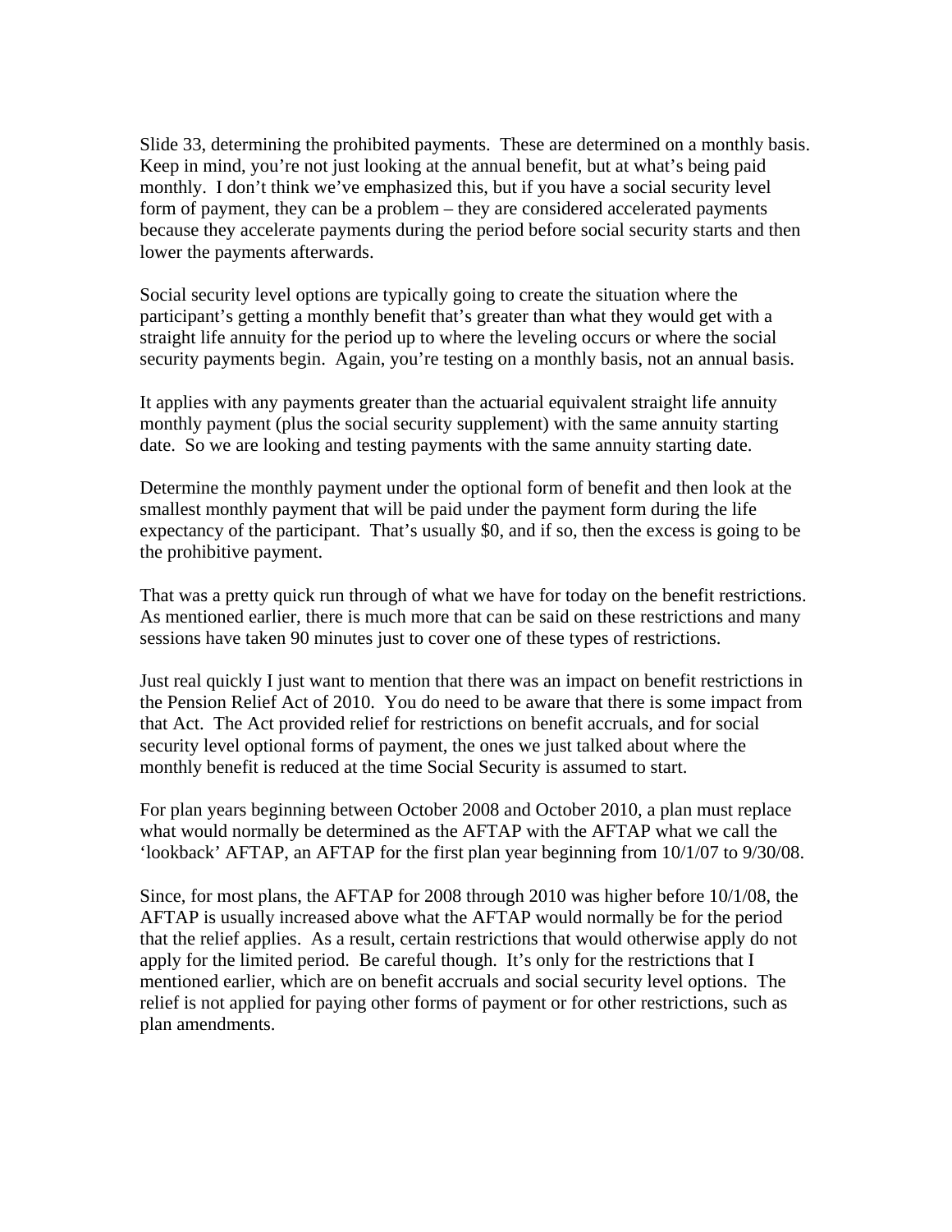Slide 33, determining the prohibited payments. These are determined on a monthly basis. Keep in mind, you're not just looking at the annual benefit, but at what's being paid monthly. I don't think we've emphasized this, but if you have a social security level form of payment, they can be a problem – they are considered accelerated payments because they accelerate payments during the period before social security starts and then lower the payments afterwards.

Social security level options are typically going to create the situation where the participant's getting a monthly benefit that's greater than what they would get with a straight life annuity for the period up to where the leveling occurs or where the social security payments begin. Again, you're testing on a monthly basis, not an annual basis.

It applies with any payments greater than the actuarial equivalent straight life annuity monthly payment (plus the social security supplement) with the same annuity starting date. So we are looking and testing payments with the same annuity starting date.

Determine the monthly payment under the optional form of benefit and then look at the smallest monthly payment that will be paid under the payment form during the life expectancy of the participant. That's usually $0, and if so, then the excess is going to be the prohibitive payment.

That was a pretty quick run through of what we have for today on the benefit restrictions. As mentioned earlier, there is much more that can be said on these restrictions and many sessions have taken 90 minutes just to cover one of these types of restrictions.

Just real quickly I just want to mention that there was an impact on benefit restrictions in the Pension Relief Act of 2010. You do need to be aware that there is some impact from that Act. The Act provided relief for restrictions on benefit accruals, and for social security level optional forms of payment, the ones we just talked about where the monthly benefit is reduced at the time Social Security is assumed to start.

For plan years beginning between October 2008 and October 2010, a plan must replace what would normally be determined as the AFTAP with the AFTAP what we call the 'lookback' AFTAP, an AFTAP for the first plan year beginning from 10/1/07 to 9/30/08.

Since, for most plans, the AFTAP for 2008 through 2010 was higher before 10/1/08, the AFTAP is usually increased above what the AFTAP would normally be for the period that the relief applies. As a result, certain restrictions that would otherwise apply do not apply for the limited period. Be careful though. It's only for the restrictions that I mentioned earlier, which are on benefit accruals and social security level options. The relief is not applied for paying other forms of payment or for other restrictions, such as plan amendments.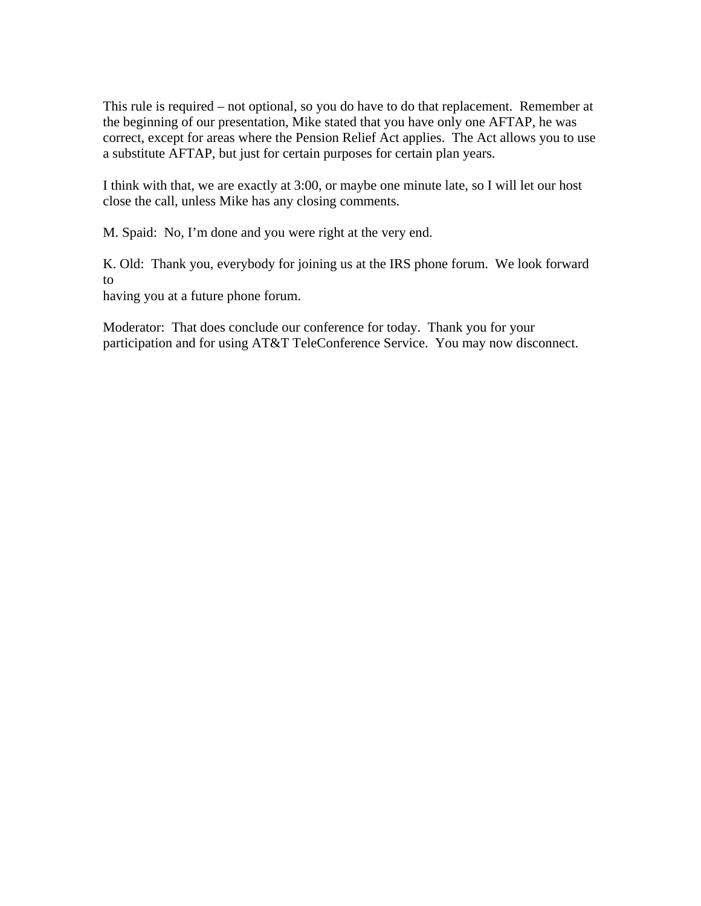This rule is required – not optional, so you do have to do that replacement. Remember at the beginning of our presentation, Mike stated that you have only one AFTAP, he was correct, except for areas where the Pension Relief Act applies. The Act allows you to use a substitute AFTAP, but just for certain purposes for certain plan years.

I think with that, we are exactly at 3:00, or maybe one minute late, so I will let our host close the call, unless Mike has any closing comments.

M. Spaid: No, I'm done and you were right at the very end.

K. Old: Thank you, everybody for joining us at the IRS phone forum. We look forward to having you at a future phone forum.

Moderator: That does conclude our conference for today. Thank you for your participation and for using AT&T TeleConference Service. You may now disconnect.